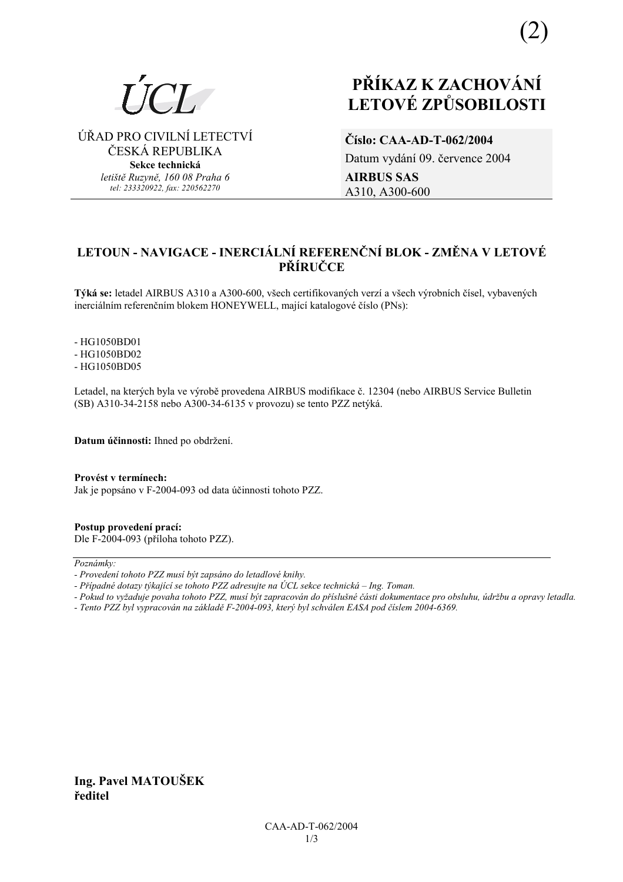(2)

ÚCL

ÚŘAD PRO CIVILNÍ LETECTVÍ
ČESKÁ REPUBLIKA
**Sekce technická**
*letiště Ruzyně, 160 08 Praha 6*
*tel: 233320922, fax: 220562270*

# PŘÍKAZ K ZACHOVÁNÍ LETOVÉ ZPŮSOBILOSTI

**Číslo: CAA-AD-T-062/2004**
Datum vydání 09. července 2004
**AIRBUS SAS**
A310, A300-600

## LETOUN - NAVIGACE - INERCIÁLNÍ REFERENČNÍ BLOK - ZMĚNA V LETOVÉ PŘÍRUČCE

**Týká se:** letadel AIRBUS A310 a A300-600, všech certifikovaných verzí a všech výrobních čísel, vybavených inerciálním referenčním blokem HONEYWELL, mající katalogové číslo (PNs):

- HG1050BD01
- HG1050BD02
- HG1050BD05

Letadel, na kterých byla ve výrobě provedena AIRBUS modifikace č. 12304 (nebo AIRBUS Service Bulletin (SB) A310-34-2158 nebo A300-34-6135 v provozu) se tento PZZ netýká.

**Datum účinnosti:** Ihned po obdržení.

**Provést v termínech:**
Jak je popsáno v F-2004-093 od data účinnosti tohoto PZZ.

**Postup provedení prací:**
Dle F-2004-093 (příloha tohoto PZZ).

---

*Poznámky:*
*- Provedení tohoto PZZ musí být zapsáno do letadlové knihy.*
*- Případné dotazy týkající se tohoto PZZ adresujte na ÚCL sekce technická – Ing. Toman.*
*- Pokud to vyžaduje povaha tohoto PZZ, musí být zapracován do příslušné části dokumentace pro obsluhu, údržbu a opravy letadla.*
*- Tento PZZ byl vypracován na základě F-2004-093, který byl schválen EASA pod číslem 2004-6369.*

**Ing. Pavel MATOUŠEK**
**ředitel**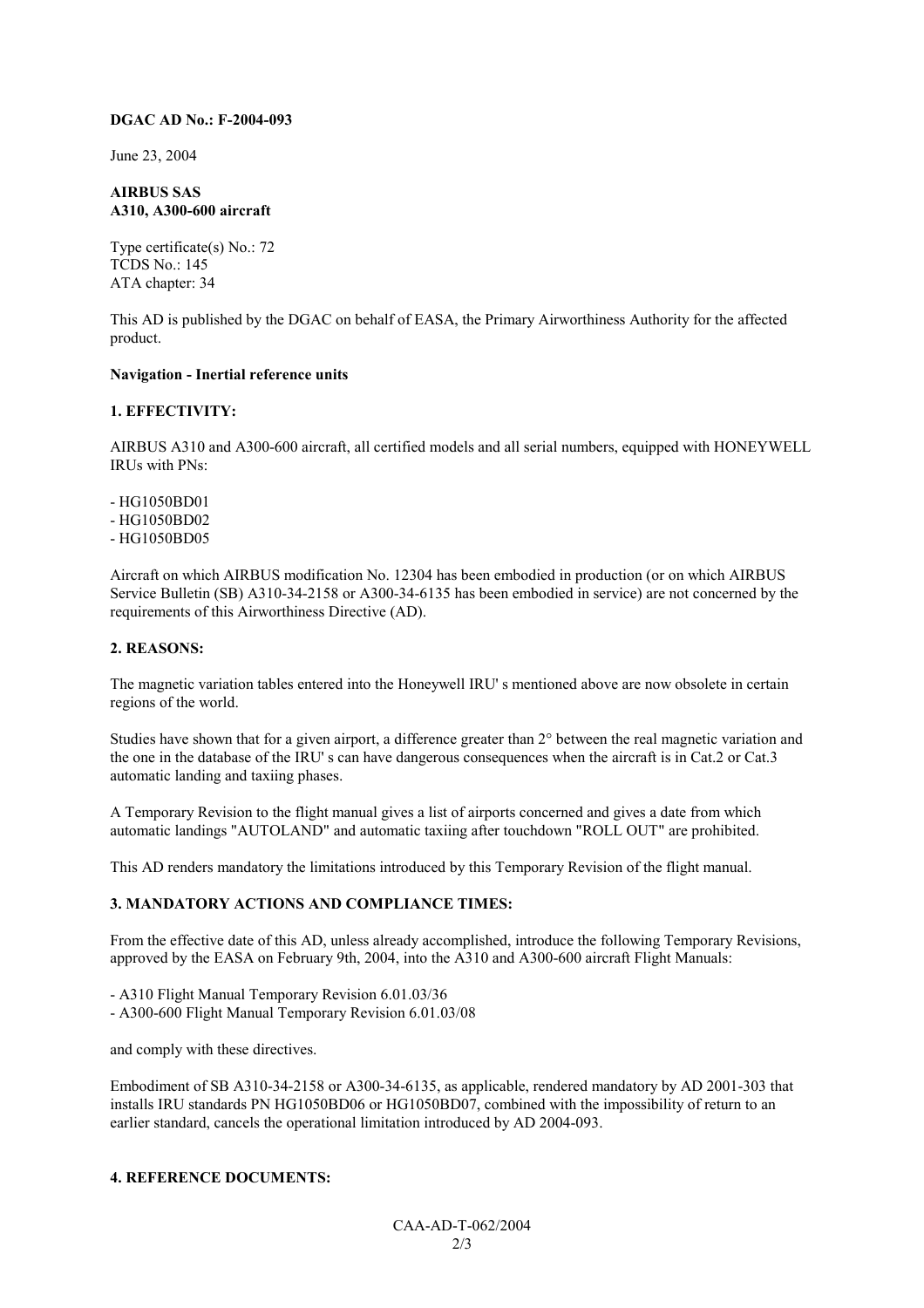**DGAC AD No.: F-2004-093**

June 23, 2004

**AIRBUS SAS**
**A310, A300-600 aircraft**

Type certificate(s) No.: 72
TCDS No.: 145
ATA chapter: 34

This AD is published by the DGAC on behalf of EASA, the Primary Airworthiness Authority for the affected product.

**Navigation - Inertial reference units**

**1. EFFECTIVITY:**

AIRBUS A310 and A300-600 aircraft, all certified models and all serial numbers, equipped with HONEYWELL IRUs with PNs:

- HG1050BD01
- HG1050BD02
- HG1050BD05

Aircraft on which AIRBUS modification No. 12304 has been embodied in production (or on which AIRBUS Service Bulletin (SB) A310-34-2158 or A300-34-6135 has been embodied in service) are not concerned by the requirements of this Airworthiness Directive (AD).

**2. REASONS:**

The magnetic variation tables entered into the Honeywell IRU' s mentioned above are now obsolete in certain regions of the world.

Studies have shown that for a given airport, a difference greater than 2° between the real magnetic variation and the one in the database of the IRU' s can have dangerous consequences when the aircraft is in Cat.2 or Cat.3 automatic landing and taxiing phases.

A Temporary Revision to the flight manual gives a list of airports concerned and gives a date from which automatic landings "AUTOLAND" and automatic taxiing after touchdown "ROLL OUT" are prohibited.

This AD renders mandatory the limitations introduced by this Temporary Revision of the flight manual.

**3. MANDATORY ACTIONS AND COMPLIANCE TIMES:**

From the effective date of this AD, unless already accomplished, introduce the following Temporary Revisions, approved by the EASA on February 9th, 2004, into the A310 and A300-600 aircraft Flight Manuals:

- A310 Flight Manual Temporary Revision 6.01.03/36
- A300-600 Flight Manual Temporary Revision 6.01.03/08

and comply with these directives.

Embodiment of SB A310-34-2158 or A300-34-6135, as applicable, rendered mandatory by AD 2001-303 that installs IRU standards PN HG1050BD06 or HG1050BD07, combined with the impossibility of return to an earlier standard, cancels the operational limitation introduced by AD 2004-093.

**4. REFERENCE DOCUMENTS:**

CAA-AD-T-062/2004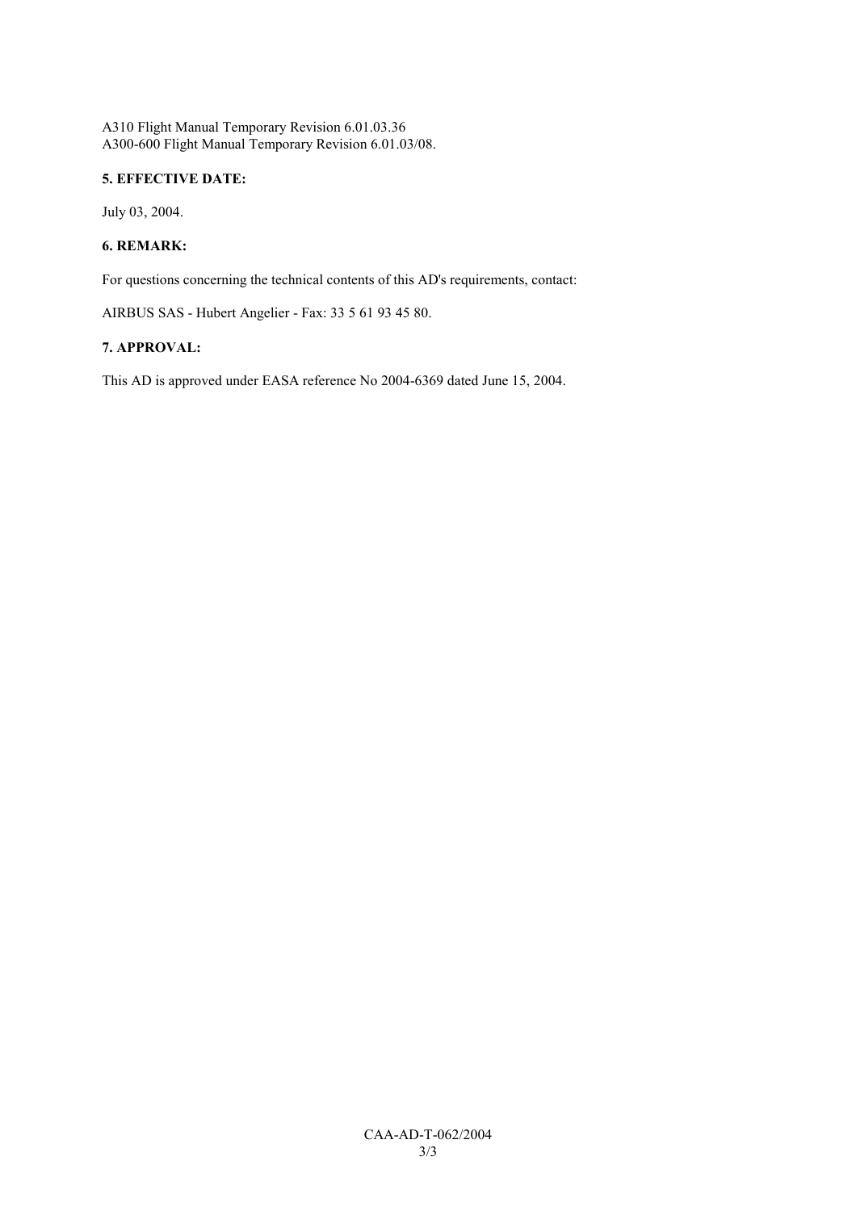A310 Flight Manual Temporary Revision 6.01.03.36
A300-600 Flight Manual Temporary Revision 6.01.03/08.

**5. EFFECTIVE DATE:**

July 03, 2004.

**6. REMARK:**

For questions concerning the technical contents of this AD's requirements, contact:

AIRBUS SAS - Hubert Angelier - Fax: 33 5 61 93 45 80.

**7. APPROVAL:**

This AD is approved under EASA reference No 2004-6369 dated June 15, 2004.